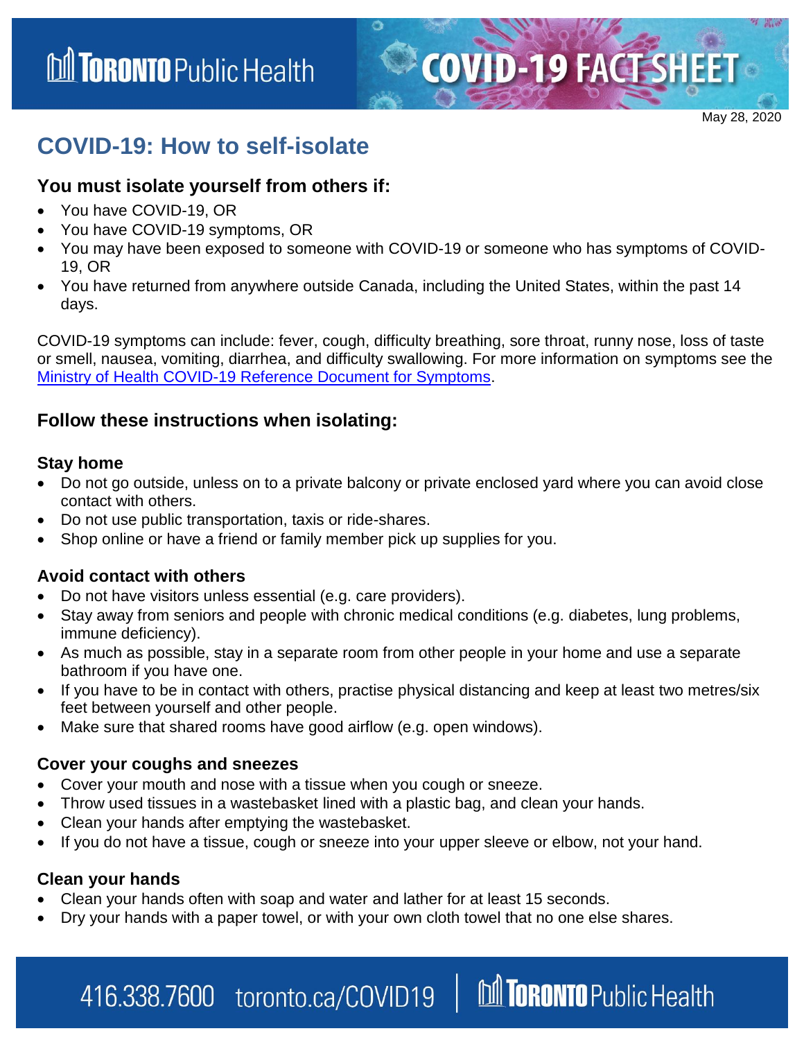May 28, 2020

# COVID-19: How to self-isolate

## You must isolate yourself from others if:

- You have COVID-19, OR
- You have COVID-19 symptoms, OR
- You may have been exposed to someone with COVID-19 or someone who has symptoms of COVID-19, OR
- You have returned from anywhere outside Canada, including the United States, within the past 14 days.

COVID-19 symptoms can include: fever, cough, difficulty breathing, sore throat, runny nose, loss of taste or smell, nausea, vomiting, diarrhea, and difficulty swallowing. For more information on symptoms see the [Ministry of Health COVID-19 Reference Document for Symptoms](Ministry of Health COVID-19 Reference Document for Symptoms).

## Follow these instructions when isolating:

### Stay home

- Do not go outside, unless on to a private balcony or private enclosed yard where you can avoid close contact with others.
- Do not use public transportation, taxis or ride-shares.
- Shop online or have a friend or family member pick up supplies for you.

### Avoid contact with others

- Do not have visitors unless essential (e.g. care providers).
- Stay away from seniors and people with chronic medical conditions (e.g. diabetes, lung problems, immune deficiency).
- As much as possible, stay in a separate room from other people in your home and use a separate bathroom if you have one.
- If you have to be in contact with others, practise physical distancing and keep at least two metres/six feet between yourself and other people.
- Make sure that shared rooms have good airflow (e.g. open windows).

### Cover your coughs and sneezes

- Cover your mouth and nose with a tissue when you cough or sneeze.
- Throw used tissues in a wastebasket lined with a plastic bag, and clean your hands.
- Clean your hands after emptying the wastebasket.
- If you do not have a tissue, cough or sneeze into your upper sleeve or elbow, not your hand.

### Clean your hands

- Clean your hands often with soap and water and lather for at least 15 seconds.
- Dry your hands with a paper towel, or with your own cloth towel that no one else shares.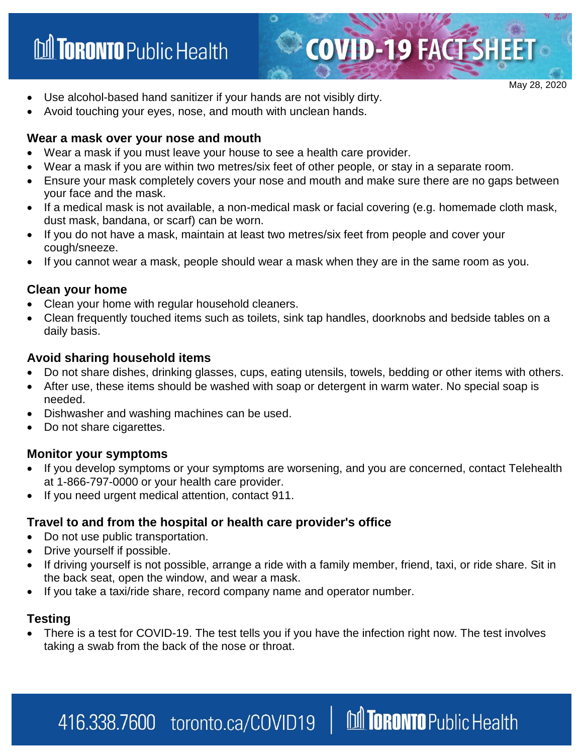- Use alcohol-based hand sanitizer if your hands are not visibly dirty.
- Avoid touching your eyes, nose, and mouth with unclean hands.

### Wear a mask over your nose and mouth

- Wear a mask if you must leave your house to see a health care provider.
- Wear a mask if you are within two metres/six feet of other people, or stay in a separate room.
- Ensure your mask completely covers your nose and mouth and make sure there are no gaps between your face and the mask.
- If a medical mask is not available, a non-medical mask or facial covering (e.g. homemade cloth mask, dust mask, bandana, or scarf) can be worn.
- If you do not have a mask, maintain at least two metres/six feet from people and cover your cough/sneeze.
- If you cannot wear a mask, people should wear a mask when they are in the same room as you.

### Clean your home

- Clean your home with regular household cleaners.
- Clean frequently touched items such as toilets, sink tap handles, doorknobs and bedside tables on a daily basis.

### Avoid sharing household items

- Do not share dishes, drinking glasses, cups, eating utensils, towels, bedding or other items with others.
- After use, these items should be washed with soap or detergent in warm water. No special soap is needed.
- Dishwasher and washing machines can be used.
- Do not share cigarettes.

### Monitor your symptoms

- If you develop symptoms or your symptoms are worsening, and you are concerned, contact Telehealth at 1-866-797-0000 or your health care provider.
- If you need urgent medical attention, contact 911.

### Travel to and from the hospital or health care provider's office

- Do not use public transportation.
- Drive yourself if possible.
- If driving yourself is not possible, arrange a ride with a family member, friend, taxi, or ride share. Sit in the back seat, open the window, and wear a mask.
- If you take a taxi/ride share, record company name and operator number.

### Testing

- There is a test for COVID-19. The test tells you if you have the infection right now. The test involves taking a swab from the back of the nose or throat.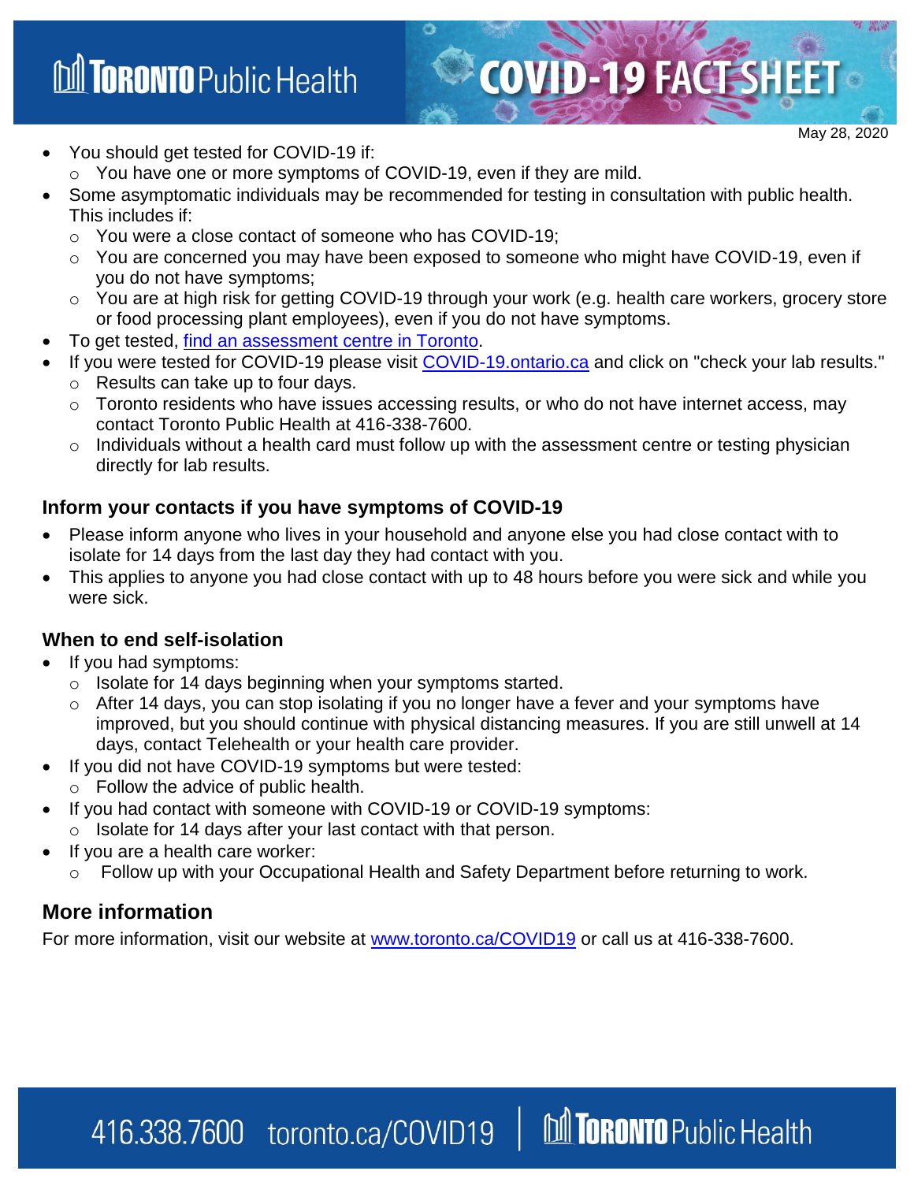- You should get tested for COVID-19 if:
  - You have one or more symptoms of COVID-19, even if they are mild.
- Some asymptomatic individuals may be recommended for testing in consultation with public health. This includes if:
  - You were a close contact of someone who has COVID-19;
  - You are concerned you may have been exposed to someone who might have COVID-19, even if you do not have symptoms;
  - You are at high risk for getting COVID-19 through your work (e.g. health care workers, grocery store or food processing plant employees), even if you do not have symptoms.
- To get tested, [find an assessment centre in Toronto](#).
- If you were tested for COVID-19 please visit [COVID-19.ontario.ca](#) and click on "check your lab results."
  - Results can take up to four days.
  - Toronto residents who have issues accessing results, or who do not have internet access, may contact Toronto Public Health at 416-338-7600.
  - Individuals without a health card must follow up with the assessment centre or testing physician directly for lab results.

### Inform your contacts if you have symptoms of COVID-19

- Please inform anyone who lives in your household and anyone else you had close contact with to isolate for 14 days from the last day they had contact with you.
- This applies to anyone you had close contact with up to 48 hours before you were sick and while you were sick.

### When to end self-isolation

- If you had symptoms:
  - Isolate for 14 days beginning when your symptoms started.
  - After 14 days, you can stop isolating if you no longer have a fever and your symptoms have improved, but you should continue with physical distancing measures. If you are still unwell at 14 days, contact Telehealth or your health care provider.
- If you did not have COVID-19 symptoms but were tested:
  - Follow the advice of public health.
- If you had contact with someone with COVID-19 or COVID-19 symptoms:
  - Isolate for 14 days after your last contact with that person.
- If you are a health care worker:
  - Follow up with your Occupational Health and Safety Department before returning to work.

## More information

For more information, visit our website at [www.toronto.ca/COVID19](#) or call us at 416-338-7600.